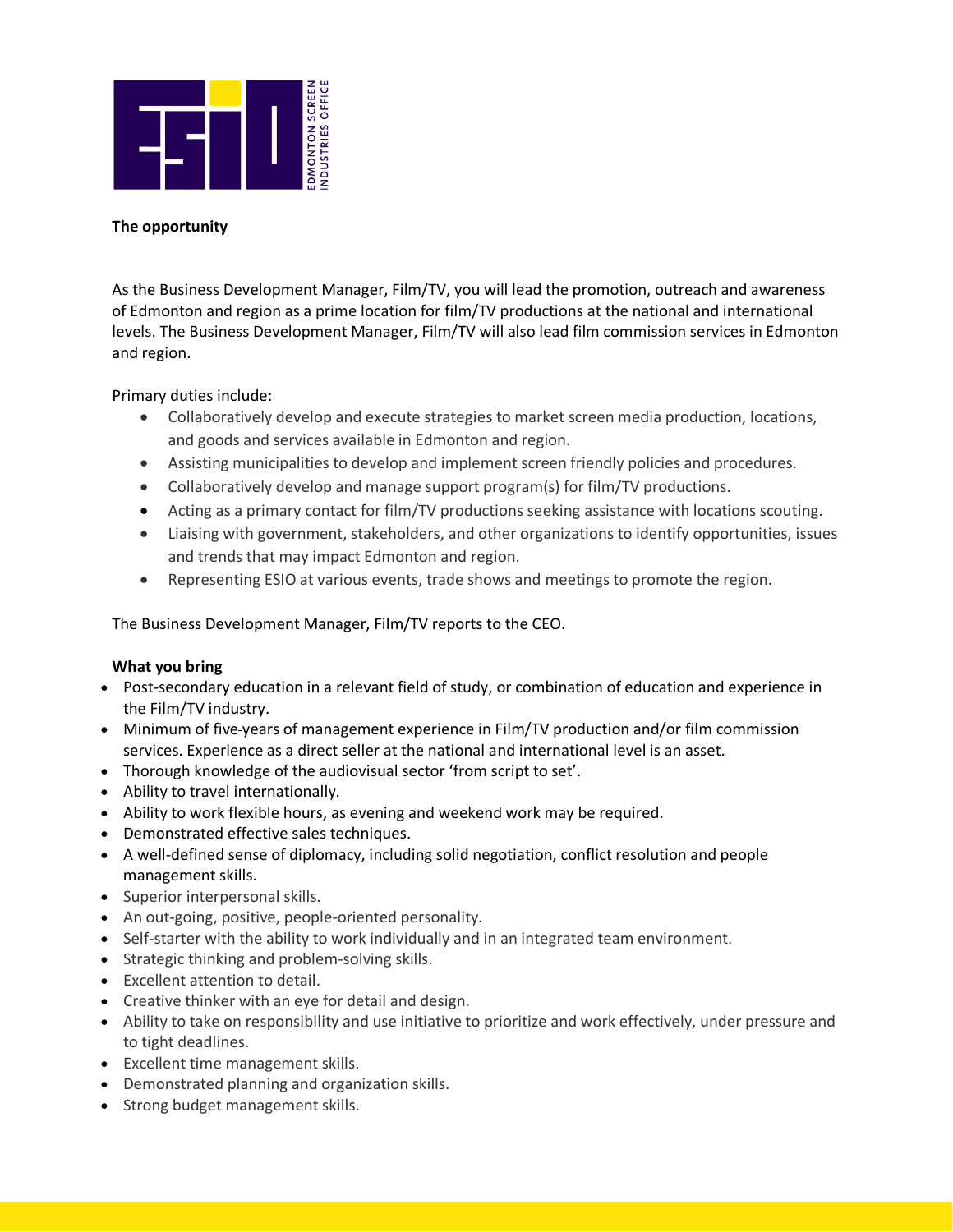**The opportunity**

As the Business Development Manager, Film/TV, you will lead the promotion, outreach and awareness of Edmonton and region as a prime location for film/TV productions at the national and international levels. The Business Development Manager, Film/TV will also lead film commission services in Edmonton and region.

Primary duties include:

- Collaboratively develop and execute strategies to market screen media production, locations, and goods and services available in Edmonton and region.
- Assisting municipalities to develop and implement screen friendly policies and procedures.
- Collaboratively develop and manage support program(s) for film/TV productions.
- Acting as a primary contact for film/TV productions seeking assistance with locations scouting.
- Liaising with government, stakeholders, and other organizations to identify opportunities, issues and trends that may impact Edmonton and region.
- Representing ESIO at various events, trade shows and meetings to promote the region.

The Business Development Manager, Film/TV reports to the CEO.

**What you bring**

- Post-secondary education in a relevant field of study, or combination of education and experience in the Film/TV industry.
- Minimum of five-years of management experience in Film/TV production and/or film commission services. Experience as a direct seller at the national and international level is an asset.
- Thorough knowledge of the audiovisual sector 'from script to set'.
- Ability to travel internationally.
- Ability to work flexible hours, as evening and weekend work may be required.
- Demonstrated effective sales techniques.
- A well-defined sense of diplomacy, including solid negotiation, conflict resolution and people management skills.
- Superior interpersonal skills.
- An out-going, positive, people-oriented personality.
- Self-starter with the ability to work individually and in an integrated team environment.
- Strategic thinking and problem-solving skills.
- Excellent attention to detail.
- Creative thinker with an eye for detail and design.
- Ability to take on responsibility and use initiative to prioritize and work effectively, under pressure and to tight deadlines.
- Excellent time management skills.
- Demonstrated planning and organization skills.
- Strong budget management skills.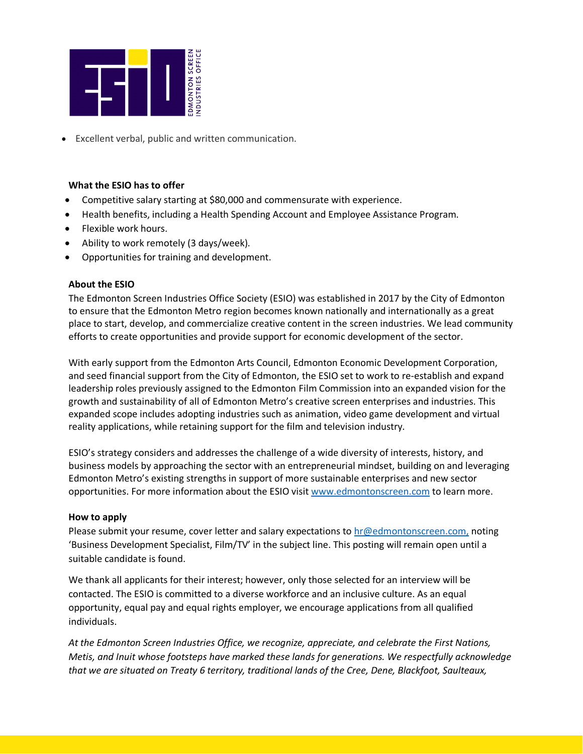- Excellent verbal, public and written communication.

**What the ESIO has to offer**

- Competitive salary starting at $80,000 and commensurate with experience.
- Health benefits, including a Health Spending Account and Employee Assistance Program.
- Flexible work hours.
- Ability to work remotely (3 days/week).
- Opportunities for training and development.

**About the ESIO**

The Edmonton Screen Industries Office Society (ESIO) was established in 2017 by the City of Edmonton to ensure that the Edmonton Metro region becomes known nationally and internationally as a great place to start, develop, and commercialize creative content in the screen industries. We lead community efforts to create opportunities and provide support for economic development of the sector.

With early support from the Edmonton Arts Council, Edmonton Economic Development Corporation, and seed financial support from the City of Edmonton, the ESIO set to work to re-establish and expand leadership roles previously assigned to the Edmonton Film Commission into an expanded vision for the growth and sustainability of all of Edmonton Metro's creative screen enterprises and industries. This expanded scope includes adopting industries such as animation, video game development and virtual reality applications, while retaining support for the film and television industry.

ESIO's strategy considers and addresses the challenge of a wide diversity of interests, history, and business models by approaching the sector with an entrepreneurial mindset, building on and leveraging Edmonton Metro's existing strengths in support of more sustainable enterprises and new sector opportunities. For more information about the ESIO visit [www.edmontonscreen.com](http://www.edmontonscreen.com) to learn more.

**How to apply**

Please submit your resume, cover letter and salary expectations to [hr@edmontonscreen.com,](mailto:hr@edmontonscreen.com) noting 'Business Development Specialist, Film/TV' in the subject line. This posting will remain open until a suitable candidate is found.

We thank all applicants for their interest; however, only those selected for an interview will be contacted. The ESIO is committed to a diverse workforce and an inclusive culture. As an equal opportunity, equal pay and equal rights employer, we encourage applications from all qualified individuals.

*At the Edmonton Screen Industries Office, we recognize, appreciate, and celebrate the First Nations, Metis, and Inuit whose footsteps have marked these lands for generations. We respectfully acknowledge that we are situated on Treaty 6 territory, traditional lands of the Cree, Dene, Blackfoot, Saulteaux,*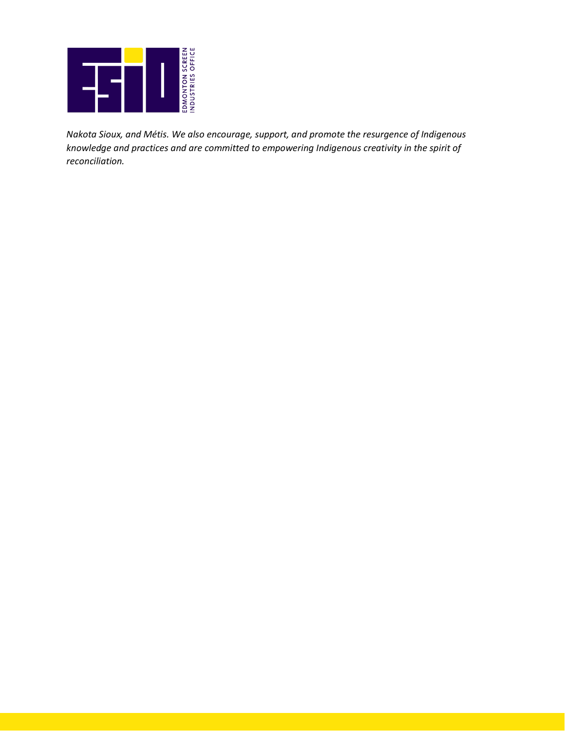*Nakota Sioux, and Métis. We also encourage, support, and promote the resurgence of Indigenous knowledge and practices and are committed to empowering Indigenous creativity in the spirit of reconciliation.*